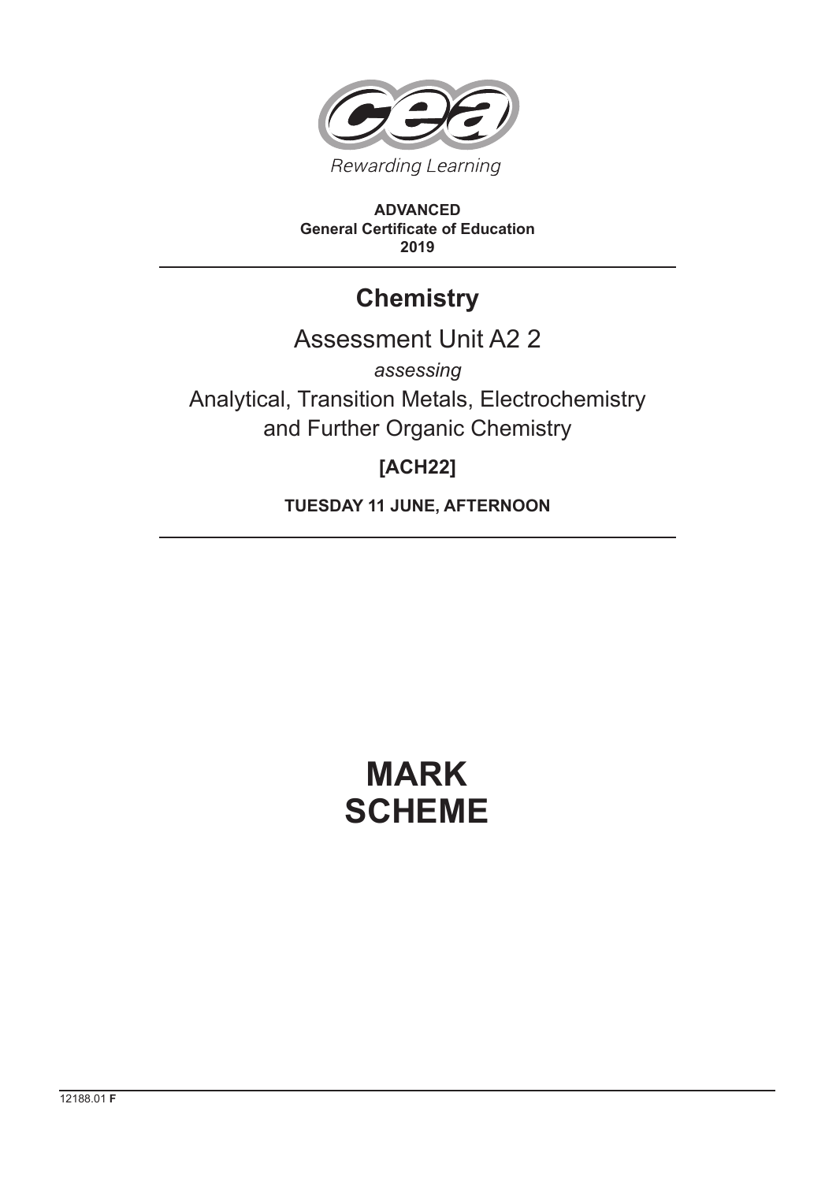Rewarding Learning

**ADVANCED**
**General Certificate of Education**
**2019**

# Chemistry

## Assessment Unit A2 2

*assessing*

Analytical, Transition Metals, Electrochemistry and Further Organic Chemistry

**[ACH22]**

**TUESDAY 11 JUNE, AFTERNOON**

# MARK SCHEME

12188.01 **F**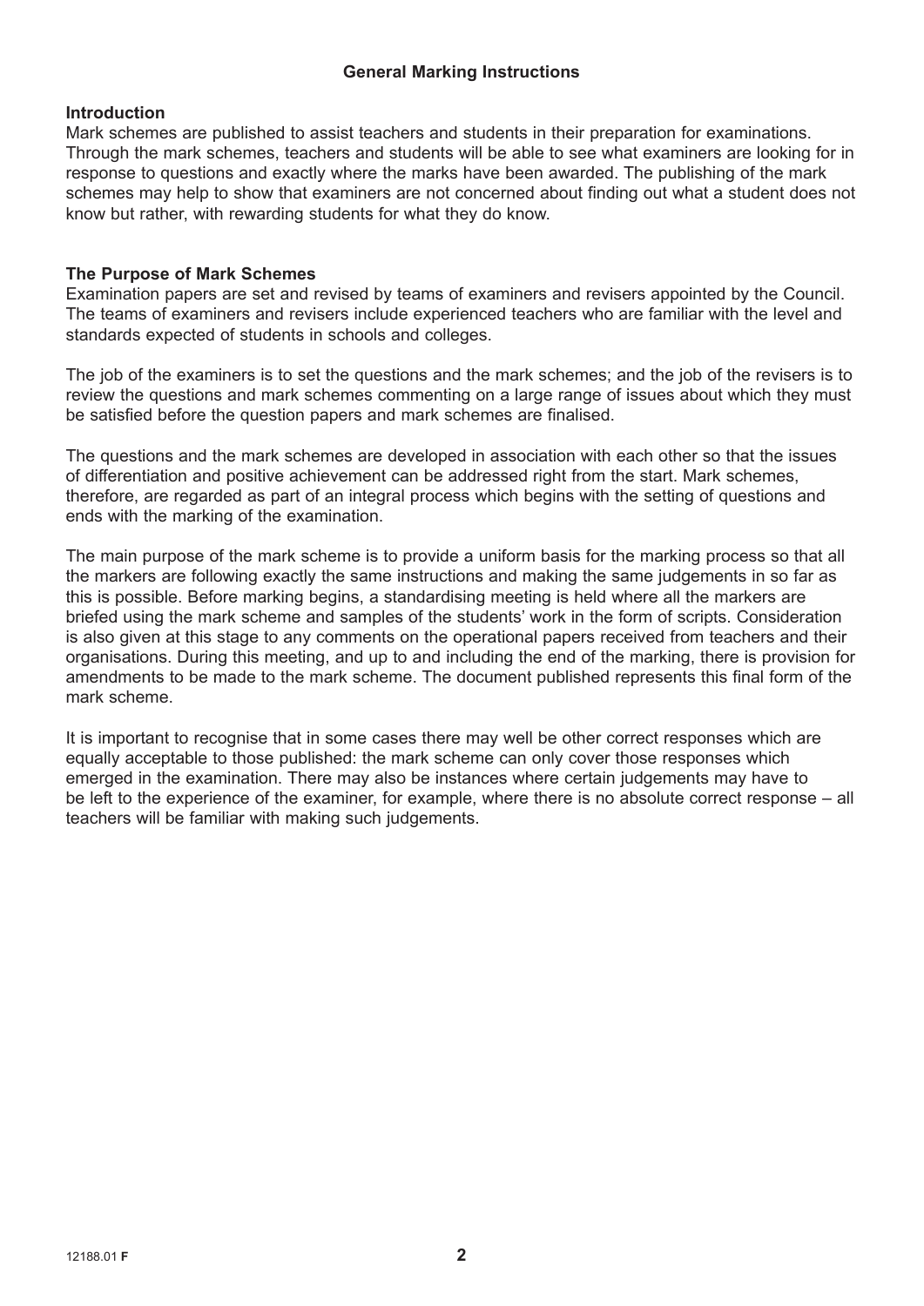# General Marking Instructions

## Introduction

Mark schemes are published to assist teachers and students in their preparation for examinations. Through the mark schemes, teachers and students will be able to see what examiners are looking for in response to questions and exactly where the marks have been awarded. The publishing of the mark schemes may help to show that examiners are not concerned about finding out what a student does not know but rather, with rewarding students for what they do know.

## The Purpose of Mark Schemes

Examination papers are set and revised by teams of examiners and revisers appointed by the Council. The teams of examiners and revisers include experienced teachers who are familiar with the level and standards expected of students in schools and colleges.

The job of the examiners is to set the questions and the mark schemes; and the job of the revisers is to review the questions and mark schemes commenting on a large range of issues about which they must be satisfied before the question papers and mark schemes are finalised.

The questions and the mark schemes are developed in association with each other so that the issues of differentiation and positive achievement can be addressed right from the start. Mark schemes, therefore, are regarded as part of an integral process which begins with the setting of questions and ends with the marking of the examination.

The main purpose of the mark scheme is to provide a uniform basis for the marking process so that all the markers are following exactly the same instructions and making the same judgements in so far as this is possible. Before marking begins, a standardising meeting is held where all the markers are briefed using the mark scheme and samples of the students' work in the form of scripts. Consideration is also given at this stage to any comments on the operational papers received from teachers and their organisations. During this meeting, and up to and including the end of the marking, there is provision for amendments to be made to the mark scheme. The document published represents this final form of the mark scheme.

It is important to recognise that in some cases there may well be other correct responses which are equally acceptable to those published: the mark scheme can only cover those responses which emerged in the examination. There may also be instances where certain judgements may have to be left to the experience of the examiner, for example, where there is no absolute correct response – all teachers will be familiar with making such judgements.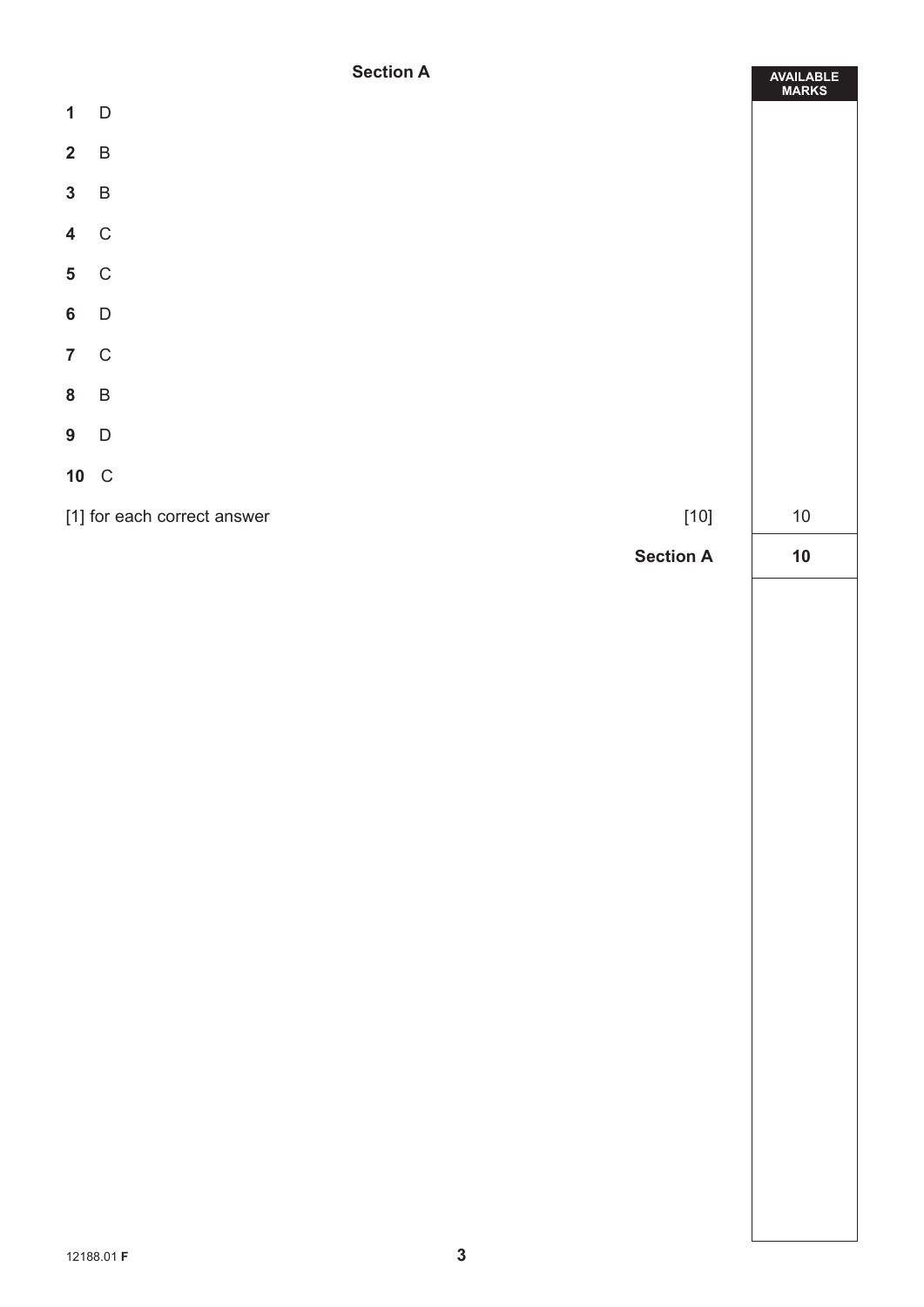## Section A

| | | AVAILABLE MARKS |
|---|---|---|
| **1** D | | |
| **2** B | | |
| **3** B | | |
| **4** C | | |
| **5** C | | |
| **6** D | | |
| **7** C | | |
| **8** B | | |
| **9** D | | |
| **10** C | | |
| [1] for each correct answer | [10] | 10 |
| | **Section A** | **10** |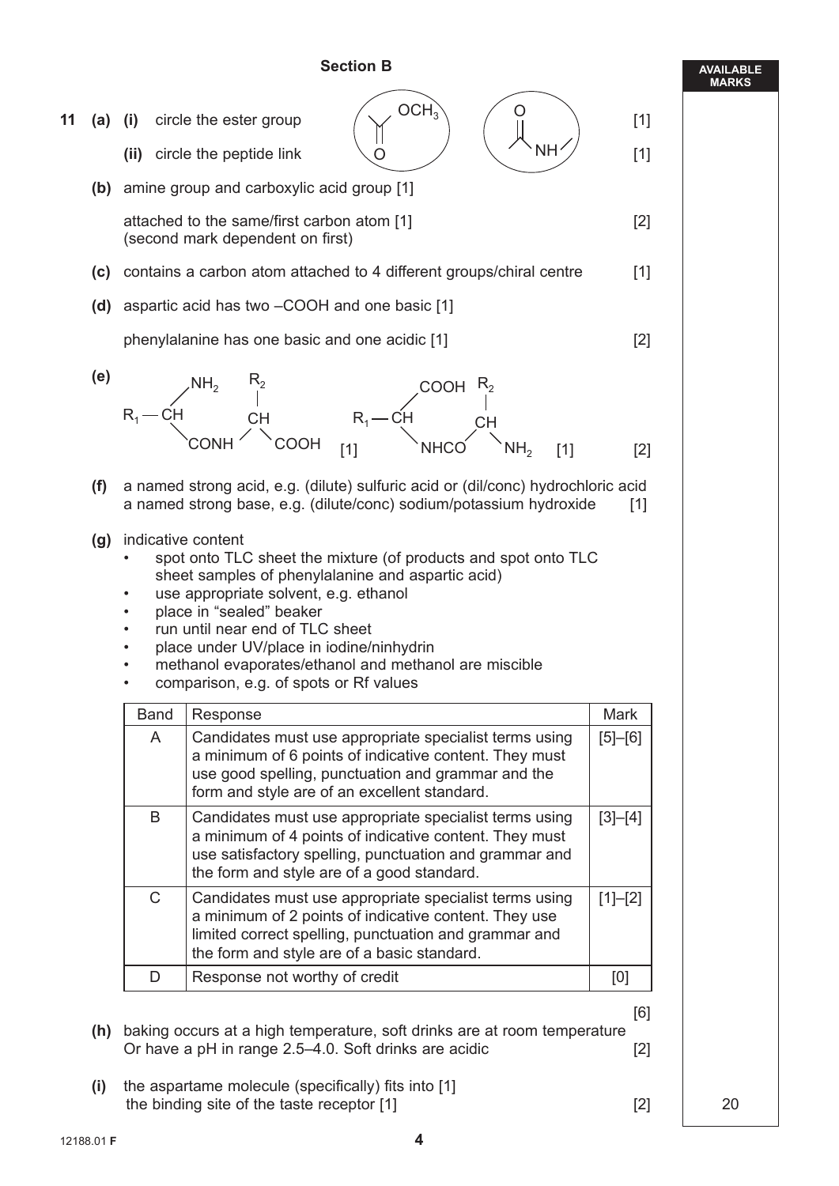## Section B

**11 (a) (i)** circle the ester group [1]

**(ii)** circle the peptide link [1]

(Structures shown: a circled ester group $C(=O)OCH_3$ and a circled peptide link $C(=O)NH$)

**(b)** amine group and carboxylic acid group [1]

attached to the same/first carbon atom [1] [2]
(second mark dependent on first)

**(c)** contains a carbon atom attached to 4 different groups/chiral centre [1]

**(d)** aspartic acid has two –COOH and one basic [1]

phenylalanine has one basic and one acidic [1] [2]

**(e)**

$R_1-CH(NH_2)-CONH-CH(R_2)-COOH$ [1]  $R_1-CH(COOH)-NHCO-CH(R_2)-NH_2$ [1] [2]

**(f)** a named strong acid, e.g. (dilute) sulfuric acid or (dil/conc) hydrochloric acid
a named strong base, e.g. (dilute/conc) sodium/potassium hydroxide [1]

**(g)** indicative content

- spot onto TLC sheet the mixture (of products and spot onto TLC sheet samples of phenylalanine and aspartic acid)
- use appropriate solvent, e.g. ethanol
- place in "sealed" beaker
- run until near end of TLC sheet
- place under UV/place in iodine/ninhydrin
- methanol evaporates/ethanol and methanol are miscible
- comparison, e.g. of spots or Rf values

| Band | Response | Mark |
|---|---|---|
| A | Candidates must use appropriate specialist terms using a minimum of 6 points of indicative content. They must use good spelling, punctuation and grammar and the form and style are of an excellent standard. | [5]–[6] |
| B | Candidates must use appropriate specialist terms using a minimum of 4 points of indicative content. They must use satisfactory spelling, punctuation and grammar and the form and style are of a good standard. | [3]–[4] |
| C | Candidates must use appropriate specialist terms using a minimum of 2 points of indicative content. They use limited correct spelling, punctuation and grammar and the form and style are of a basic standard. | [1]–[2] |
| D | Response not worthy of credit | [0] |

[6]

**(h)** baking occurs at a high temperature, soft drinks are at room temperature
Or have a pH in range 2.5–4.0. Soft drinks are acidic [2]

**(i)** the aspartame molecule (specifically) fits into [1]
the binding site of the taste receptor [1] [2]

20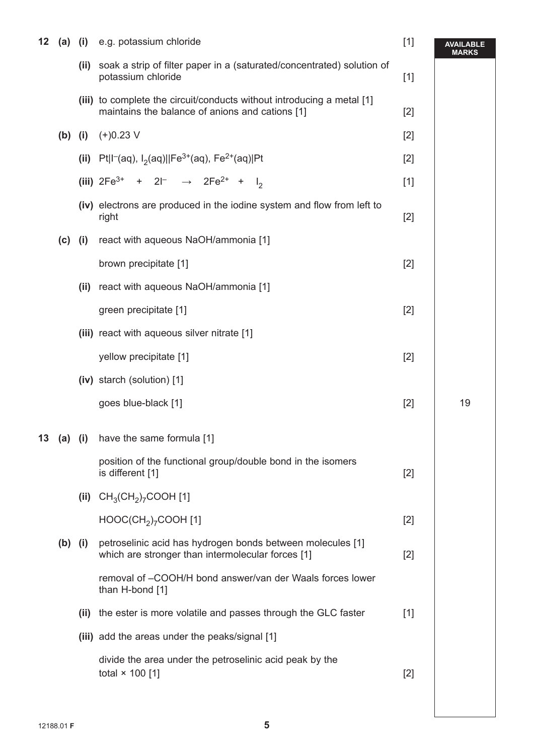| | | | | | AVAILABLE MARKS |
|---|---|---|---|---|---|
| **12** | **(a)** | **(i)** | e.g. potassium chloride | [1] | |
| | | **(ii)** | soak a strip of filter paper in a (saturated/concentrated) solution of potassium chloride | [1] | |
| | | **(iii)** | to complete the circuit/conducts without introducing a metal [1] maintains the balance of anions and cations [1] | [2] | |
| | **(b)** | **(i)** | (+)0.23 V | [2] | |
| | | **(ii)** | $Pt|I^-(aq), I_2(aq)||Fe^{3+}(aq), Fe^{2+}(aq)|Pt$ | [2] | |
| | | **(iii)** | $2Fe^{3+} + 2I^- \rightarrow 2Fe^{2+} + I_2$ | [1] | |
| | | **(iv)** | electrons are produced in the iodine system and flow from left to right | [2] | |
| | **(c)** | **(i)** | react with aqueous NaOH/ammonia [1] | | |
| | | | brown precipitate [1] | [2] | |
| | | **(ii)** | react with aqueous NaOH/ammonia [1] | | |
| | | | green precipitate [1] | [2] | |
| | | **(iii)** | react with aqueous silver nitrate [1] | | |
| | | | yellow precipitate [1] | [2] | |
| | | **(iv)** | starch (solution) [1] | | |
| | | | goes blue-black [1] | [2] | 19 |
| **13** | **(a)** | **(i)** | have the same formula [1] | | |
| | | | position of the functional group/double bond in the isomers is different [1] | [2] | |
| | | **(ii)** | $CH_3(CH_2)_7COOH$ [1] | | |
| | | | $HOOC(CH_2)_7COOH$ [1] | [2] | |
| | **(b)** | **(i)** | petroselinic acid has hydrogen bonds between molecules [1] which are stronger than intermolecular forces [1] | [2] | |
| | | | removal of –COOH/H bond answer/van der Waals forces lower than H-bond [1] | | |
| | | **(ii)** | the ester is more volatile and passes through the GLC faster | [1] | |
| | | **(iii)** | add the areas under the peaks/signal [1] | | |
| | | | divide the area under the petroselinic acid peak by the total × 100 [1] | [2] | |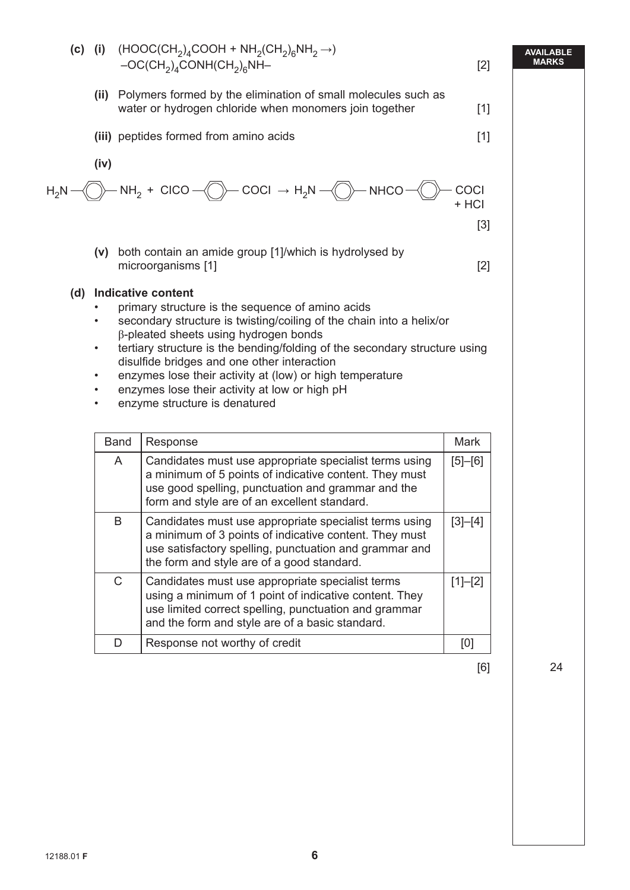**(c)** **(i)** $(HOOC(CH_2)_4COOH + NH_2(CH_2)_6NH_2 \rightarrow)$
$-OC(CH_2)_4CONH(CH_2)_6NH-$ [2]

**(ii)** Polymers formed by the elimination of small molecules such as water or hydrogen chloride when monomers join together [1]

**(iii)** peptides formed from amino acids [1]

**(iv)**

$$H_2N-\langle\bigcirc\rangle-NH_2 + ClCO-\langle\bigcirc\rangle-COCl \rightarrow H_2N-\langle\bigcirc\rangle-NHCO-\langle\bigcirc\rangle-COCl + HCl$$

[3]

**(v)** both contain an amide group [1]/which is hydrolysed by microorganisms [1] [2]

**(d)** **Indicative content**

- primary structure is the sequence of amino acids
- secondary structure is twisting/coiling of the chain into a helix/or $\beta$-pleated sheets using hydrogen bonds
- tertiary structure is the bending/folding of the secondary structure using disulfide bridges and one other interaction
- enzymes lose their activity at (low) or high temperature
- enzymes lose their activity at low or high pH
- enzyme structure is denatured

| Band | Response | Mark |
|---|---|---|
| A | Candidates must use appropriate specialist terms using a minimum of 5 points of indicative content. They must use good spelling, punctuation and grammar and the form and style are of an excellent standard. | [5]–[6] |
| B | Candidates must use appropriate specialist terms using a minimum of 3 points of indicative content. They must use satisfactory spelling, punctuation and grammar and the form and style are of a good standard. | [3]–[4] |
| C | Candidates must use appropriate specialist terms using a minimum of 1 point of indicative content. They use limited correct spelling, punctuation and grammar and the form and style are of a basic standard. | [1]–[2] |
| D | Response not worthy of credit | [0] |

[6] 24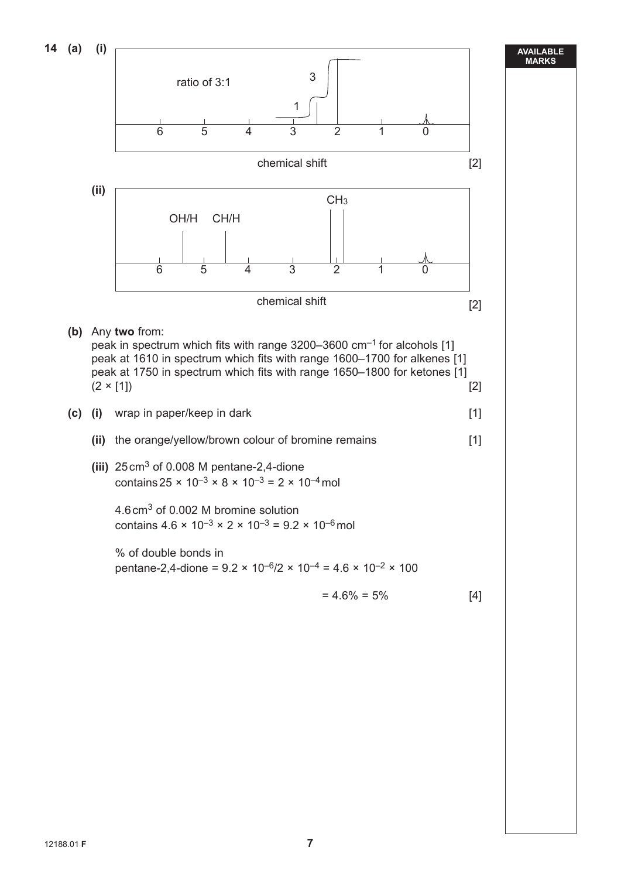**14 (a) (i)**

ratio of 3:1

chemical shift [2]

**(ii)**

OH/H CH/H $CH_3$

chemical shift [2]

**(b)** Any **two** from:
peak in spectrum which fits with range 3200–3600 $cm^{-1}$ for alcohols [1]
peak at 1610 in spectrum which fits with range 1600–1700 for alkenes [1]
peak at 1750 in spectrum which fits with range 1650–1800 for ketones [1]
(2 × [1]) [2]

**(c) (i)** wrap in paper/keep in dark [1]

**(ii)** the orange/yellow/brown colour of bromine remains [1]

**(iii)** 25 $cm^3$ of 0.008 M pentane-2,4-dione
contains $25 \times 10^{-3} \times 8 \times 10^{-3} = 2 \times 10^{-4}$ mol

4.6 $cm^3$ of 0.002 M bromine solution
contains $4.6 \times 10^{-3} \times 2 \times 10^{-3} = 9.2 \times 10^{-6}$ mol

% of double bonds in
pentane-2,4-dione = $9.2 \times 10^{-6}/2 \times 10^{-4} = 4.6 \times 10^{-2} \times 100$

$= 4.6\% = 5\%$ [4]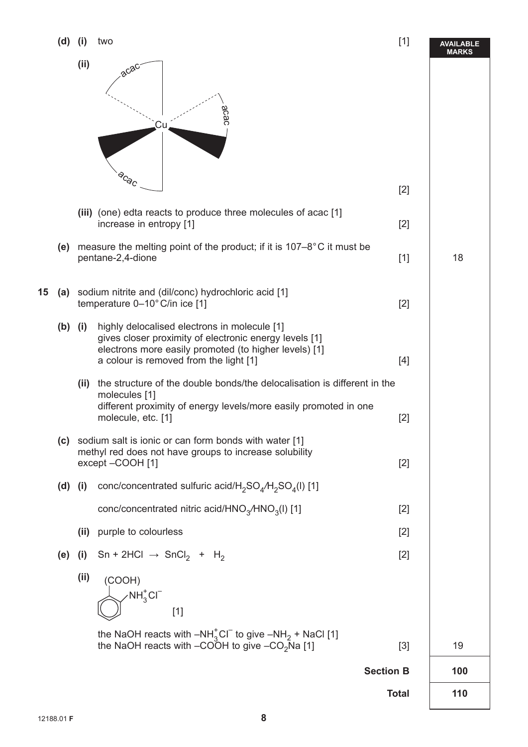**(d) (i)** two [1]

**(ii)**

Cu

acac

acac

acac

[2]

**(iii)** (one) edta reacts to produce three molecules of acac [1]
increase in entropy [1] [2]

**(e)** measure the melting point of the product; if it is 107–8°C it must be pentane-2,4-dione [1] — 18

**15 (a)** sodium nitrite and (dil/conc) hydrochloric acid [1]
temperature 0–10°C/in ice [1] [2]

**(b) (i)** highly delocalised electrons in molecule [1]
gives closer proximity of electronic energy levels [1]
electrons more easily promoted (to higher levels) [1]
a colour is removed from the light [1] [4]

**(ii)** the structure of the double bonds/the delocalisation is different in the molecules [1]
different proximity of energy levels/more easily promoted in one molecule, etc. [1] [2]

**(c)** sodium salt is ionic or can form bonds with water [1]
methyl red does not have groups to increase solubility except –COOH [1] [2]

**(d) (i)** conc/concentrated sulfuric acid/$H_2SO_4$/$H_2SO_4$(l) [1]

conc/concentrated nitric acid/$HNO_3$/$HNO_3$(l) [1] [2]

**(ii)** purple to colourless [2]

**(e) (i)** $Sn + 2HCl \rightarrow SnCl_2 + H_2$ [2]

**(ii)** (COOH)
$NH_3^+Cl^-$
[1]

the NaOH reacts with $-NH_3^+Cl^-$ to give $-NH_2$ + NaCl [1]
the NaOH reacts with –COOH to give $-CO_2Na$ [1] [3] — 19

**Section B** 100

**Total** 110